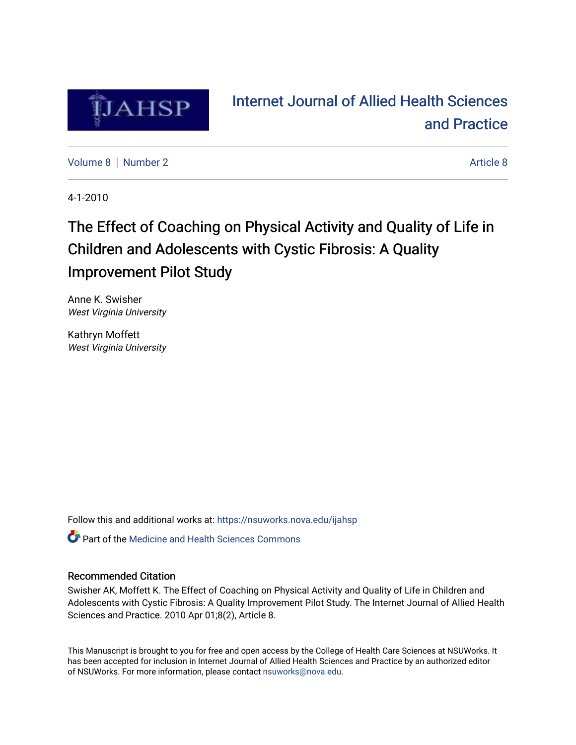# Internet Journal of Allied Health Sciences and Practice

Volume 8 | Number 2 | Article 8

4-1-2010

# The Effect of Coaching on Physical Activity and Quality of Life in Children and Adolescents with Cystic Fibrosis: A Quality Improvement Pilot Study

Anne K. Swisher
*West Virginia University*

Kathryn Moffett
*West Virginia University*

Follow this and additional works at: https://nsuworks.nova.edu/ijahsp

Part of the Medicine and Health Sciences Commons

## Recommended Citation

Swisher AK, Moffett K. The Effect of Coaching on Physical Activity and Quality of Life in Children and Adolescents with Cystic Fibrosis: A Quality Improvement Pilot Study. The Internet Journal of Allied Health Sciences and Practice. 2010 Apr 01;8(2), Article 8.

This Manuscript is brought to you for free and open access by the College of Health Care Sciences at NSUWorks. It has been accepted for inclusion in Internet Journal of Allied Health Sciences and Practice by an authorized editor of NSUWorks. For more information, please contact nsuworks@nova.edu.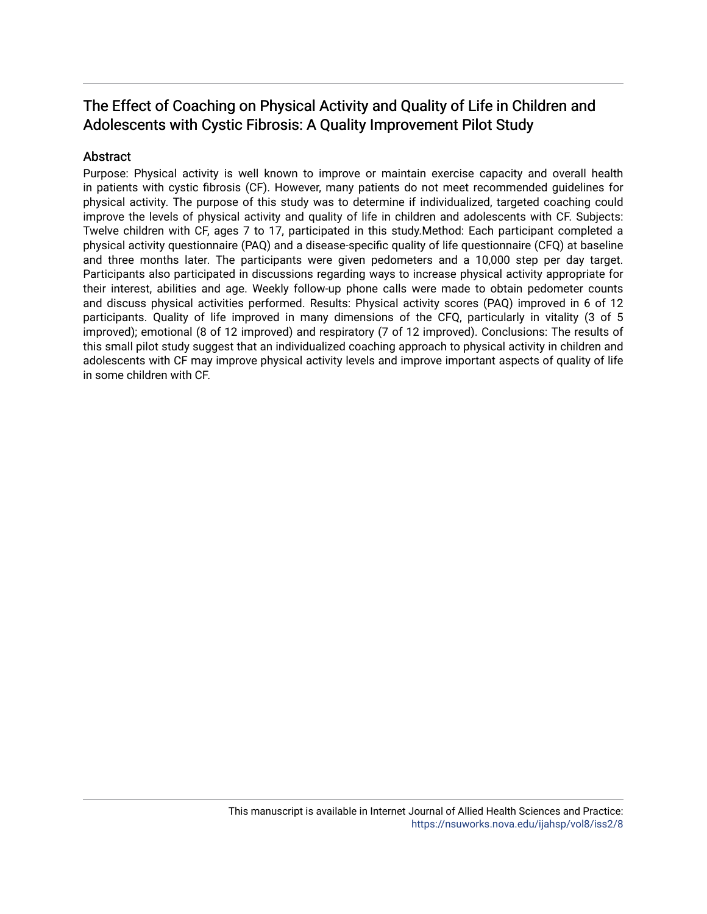# The Effect of Coaching on Physical Activity and Quality of Life in Children and Adolescents with Cystic Fibrosis: A Quality Improvement Pilot Study

## Abstract

Purpose: Physical activity is well known to improve or maintain exercise capacity and overall health in patients with cystic fibrosis (CF). However, many patients do not meet recommended guidelines for physical activity. The purpose of this study was to determine if individualized, targeted coaching could improve the levels of physical activity and quality of life in children and adolescents with CF. Subjects: Twelve children with CF, ages 7 to 17, participated in this study.Method: Each participant completed a physical activity questionnaire (PAQ) and a disease-specific quality of life questionnaire (CFQ) at baseline and three months later. The participants were given pedometers and a 10,000 step per day target. Participants also participated in discussions regarding ways to increase physical activity appropriate for their interest, abilities and age. Weekly follow-up phone calls were made to obtain pedometer counts and discuss physical activities performed. Results: Physical activity scores (PAQ) improved in 6 of 12 participants. Quality of life improved in many dimensions of the CFQ, particularly in vitality (3 of 5 improved); emotional (8 of 12 improved) and respiratory (7 of 12 improved). Conclusions: The results of this small pilot study suggest that an individualized coaching approach to physical activity in children and adolescents with CF may improve physical activity levels and improve important aspects of quality of life in some children with CF.

This manuscript is available in Internet Journal of Allied Health Sciences and Practice: https://nsuworks.nova.edu/ijahsp/vol8/iss2/8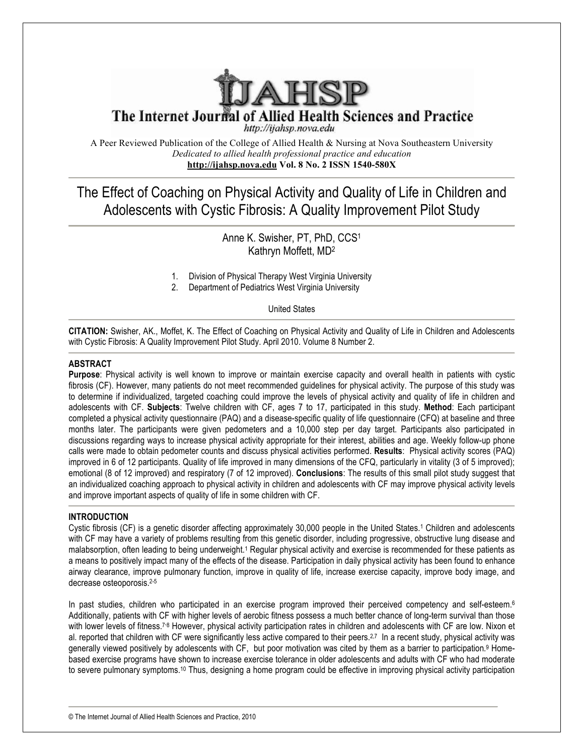# The Effect of Coaching on Physical Activity and Quality of Life in Children and Adolescents with Cystic Fibrosis: A Quality Improvement Pilot Study

Anne K. Swisher, PT, PhD, CCS[1]
Kathryn Moffett, MD[2]

1. Division of Physical Therapy West Virginia University
2. Department of Pediatrics West Virginia University

United States

**CITATION:** Swisher, AK., Moffet, K. The Effect of Coaching on Physical Activity and Quality of Life in Children and Adolescents with Cystic Fibrosis: A Quality Improvement Pilot Study. April 2010. Volume 8 Number 2.

## ABSTRACT

**Purpose**: Physical activity is well known to improve or maintain exercise capacity and overall health in patients with cystic fibrosis (CF). However, many patients do not meet recommended guidelines for physical activity. The purpose of this study was to determine if individualized, targeted coaching could improve the levels of physical activity and quality of life in children and adolescents with CF. **Subjects**: Twelve children with CF, ages 7 to 17, participated in this study. **Method**: Each participant completed a physical activity questionnaire (PAQ) and a disease-specific quality of life questionnaire (CFQ) at baseline and three months later. The participants were given pedometers and a 10,000 step per day target. Participants also participated in discussions regarding ways to increase physical activity appropriate for their interest, abilities and age. Weekly follow-up phone calls were made to obtain pedometer counts and discuss physical activities performed. **Results**: Physical activity scores (PAQ) improved in 6 of 12 participants. Quality of life improved in many dimensions of the CFQ, particularly in vitality (3 of 5 improved); emotional (8 of 12 improved) and respiratory (7 of 12 improved). **Conclusions**: The results of this small pilot study suggest that an individualized coaching approach to physical activity in children and adolescents with CF may improve physical activity levels and improve important aspects of quality of life in some children with CF.

## INTRODUCTION

Cystic fibrosis (CF) is a genetic disorder affecting approximately 30,000 people in the United States.[1] Children and adolescents with CF may have a variety of problems resulting from this genetic disorder, including progressive, obstructive lung disease and malabsorption, often leading to being underweight.[1] Regular physical activity and exercise is recommended for these patients as a means to positively impact many of the effects of the disease. Participation in daily physical activity has been found to enhance airway clearance, improve pulmonary function, improve in quality of life, increase exercise capacity, improve body image, and decrease osteoporosis.[2-5]

In past studies, children who participated in an exercise program improved their perceived competency and self-esteem.[6] Additionally, patients with CF with higher levels of aerobic fitness possess a much better chance of long-term survival than those with lower levels of fitness.[7,8] However, physical activity participation rates in children and adolescents with CF are low. Nixon et al. reported that children with CF were significantly less active compared to their peers.[2,7] In a recent study, physical activity was generally viewed positively by adolescents with CF, but poor motivation was cited by them as a barrier to participation.[9] Home-based exercise programs have shown to increase exercise tolerance in older adolescents and adults with CF who had moderate to severe pulmonary symptoms.[10] Thus, designing a home program could be effective in improving physical activity participation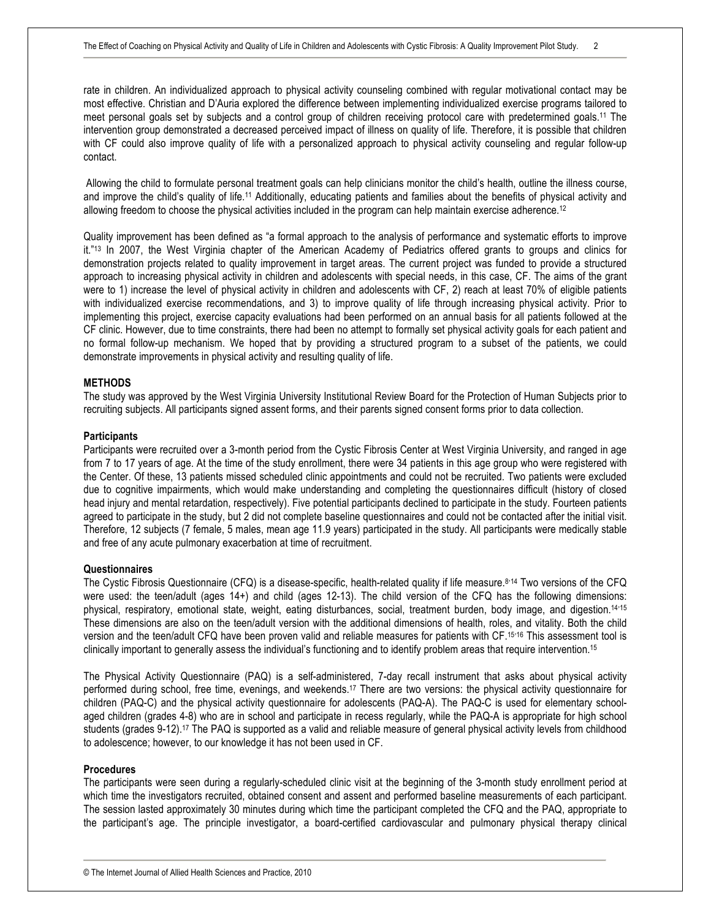rate in children. An individualized approach to physical activity counseling combined with regular motivational contact may be most effective. Christian and D'Auria explored the difference between implementing individualized exercise programs tailored to meet personal goals set by subjects and a control group of children receiving protocol care with predetermined goals.[11] The intervention group demonstrated a decreased perceived impact of illness on quality of life. Therefore, it is possible that children with CF could also improve quality of life with a personalized approach to physical activity counseling and regular follow-up contact.

Allowing the child to formulate personal treatment goals can help clinicians monitor the child's health, outline the illness course, and improve the child's quality of life.[11] Additionally, educating patients and families about the benefits of physical activity and allowing freedom to choose the physical activities included in the program can help maintain exercise adherence.[12]

Quality improvement has been defined as "a formal approach to the analysis of performance and systematic efforts to improve it."[13] In 2007, the West Virginia chapter of the American Academy of Pediatrics offered grants to groups and clinics for demonstration projects related to quality improvement in target areas. The current project was funded to provide a structured approach to increasing physical activity in children and adolescents with special needs, in this case, CF. The aims of the grant were to 1) increase the level of physical activity in children and adolescents with CF, 2) reach at least 70% of eligible patients with individualized exercise recommendations, and 3) to improve quality of life through increasing physical activity. Prior to implementing this project, exercise capacity evaluations had been performed on an annual basis for all patients followed at the CF clinic. However, due to time constraints, there had been no attempt to formally set physical activity goals for each patient and no formal follow-up mechanism. We hoped that by providing a structured program to a subset of the patients, we could demonstrate improvements in physical activity and resulting quality of life.

## METHODS

The study was approved by the West Virginia University Institutional Review Board for the Protection of Human Subjects prior to recruiting subjects. All participants signed assent forms, and their parents signed consent forms prior to data collection.

### Participants

Participants were recruited over a 3-month period from the Cystic Fibrosis Center at West Virginia University, and ranged in age from 7 to 17 years of age. At the time of the study enrollment, there were 34 patients in this age group who were registered with the Center. Of these, 13 patients missed scheduled clinic appointments and could not be recruited. Two patients were excluded due to cognitive impairments, which would make understanding and completing the questionnaires difficult (history of closed head injury and mental retardation, respectively). Five potential participants declined to participate in the study. Fourteen patients agreed to participate in the study, but 2 did not complete baseline questionnaires and could not be contacted after the initial visit. Therefore, 12 subjects (7 female, 5 males, mean age 11.9 years) participated in the study. All participants were medically stable and free of any acute pulmonary exacerbation at time of recruitment.

### Questionnaires

The Cystic Fibrosis Questionnaire (CFQ) is a disease-specific, health-related quality if life measure.[8,14] Two versions of the CFQ were used: the teen/adult (ages 14+) and child (ages 12-13). The child version of the CFQ has the following dimensions: physical, respiratory, emotional state, weight, eating disturbances, social, treatment burden, body image, and digestion.[14,15] These dimensions are also on the teen/adult version with the additional dimensions of health, roles, and vitality. Both the child version and the teen/adult CFQ have been proven valid and reliable measures for patients with CF.[15,16] This assessment tool is clinically important to generally assess the individual's functioning and to identify problem areas that require intervention.[15]

The Physical Activity Questionnaire (PAQ) is a self-administered, 7-day recall instrument that asks about physical activity performed during school, free time, evenings, and weekends.[17] There are two versions: the physical activity questionnaire for children (PAQ-C) and the physical activity questionnaire for adolescents (PAQ-A). The PAQ-C is used for elementary school-aged children (grades 4-8) who are in school and participate in recess regularly, while the PAQ-A is appropriate for high school students (grades 9-12).[17] The PAQ is supported as a valid and reliable measure of general physical activity levels from childhood to adolescence; however, to our knowledge it has not been used in CF.

### Procedures

The participants were seen during a regularly-scheduled clinic visit at the beginning of the 3-month study enrollment period at which time the investigators recruited, obtained consent and assent and performed baseline measurements of each participant. The session lasted approximately 30 minutes during which time the participant completed the CFQ and the PAQ, appropriate to the participant's age. The principle investigator, a board-certified cardiovascular and pulmonary physical therapy clinical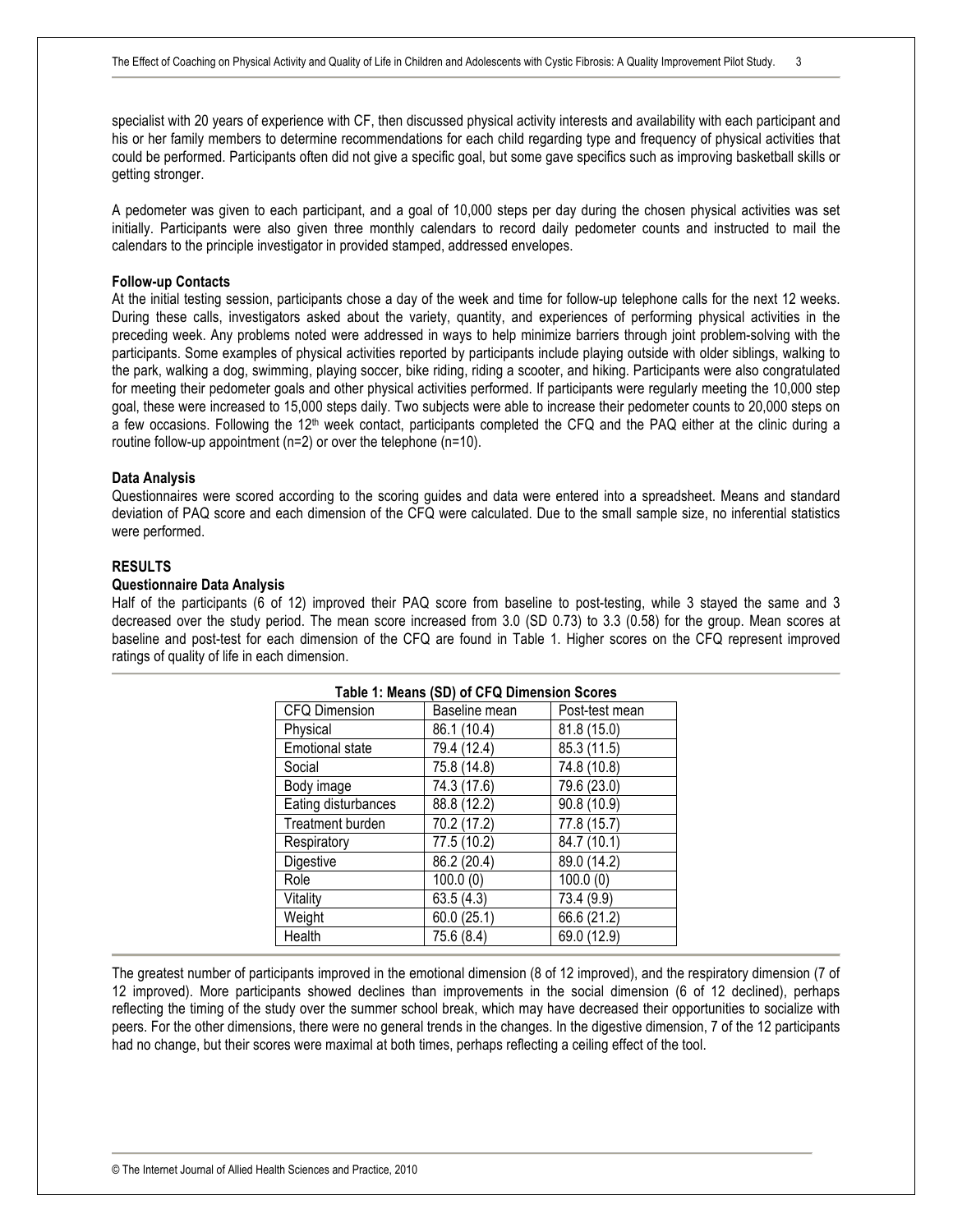specialist with 20 years of experience with CF, then discussed physical activity interests and availability with each participant and his or her family members to determine recommendations for each child regarding type and frequency of physical activities that could be performed. Participants often did not give a specific goal, but some gave specifics such as improving basketball skills or getting stronger.

A pedometer was given to each participant, and a goal of 10,000 steps per day during the chosen physical activities was set initially. Participants were also given three monthly calendars to record daily pedometer counts and instructed to mail the calendars to the principle investigator in provided stamped, addressed envelopes.

**Follow-up Contacts**

At the initial testing session, participants chose a day of the week and time for follow-up telephone calls for the next 12 weeks. During these calls, investigators asked about the variety, quantity, and experiences of performing physical activities in the preceding week. Any problems noted were addressed in ways to help minimize barriers through joint problem-solving with the participants. Some examples of physical activities reported by participants include playing outside with older siblings, walking to the park, walking a dog, swimming, playing soccer, bike riding, riding a scooter, and hiking. Participants were also congratulated for meeting their pedometer goals and other physical activities performed. If participants were regularly meeting the 10,000 step goal, these were increased to 15,000 steps daily. Two subjects were able to increase their pedometer counts to 20,000 steps on a few occasions. Following the 12th week contact, participants completed the CFQ and the PAQ either at the clinic during a routine follow-up appointment (n=2) or over the telephone (n=10).

**Data Analysis**

Questionnaires were scored according to the scoring guides and data were entered into a spreadsheet. Means and standard deviation of PAQ score and each dimension of the CFQ were calculated. Due to the small sample size, no inferential statistics were performed.

## RESULTS

**Questionnaire Data Analysis**

Half of the participants (6 of 12) improved their PAQ score from baseline to post-testing, while 3 stayed the same and 3 decreased over the study period. The mean score increased from 3.0 (SD 0.73) to 3.3 (0.58) for the group. Mean scores at baseline and post-test for each dimension of the CFQ are found in Table 1. Higher scores on the CFQ represent improved ratings of quality of life in each dimension.

**Table 1: Means (SD) of CFQ Dimension Scores**

| CFQ Dimension | Baseline mean | Post-test mean |
|---|---|---|
| Physical | 86.1 (10.4) | 81.8 (15.0) |
| Emotional state | 79.4 (12.4) | 85.3 (11.5) |
| Social | 75.8 (14.8) | 74.8 (10.8) |
| Body image | 74.3 (17.6) | 79.6 (23.0) |
| Eating disturbances | 88.8 (12.2) | 90.8 (10.9) |
| Treatment burden | 70.2 (17.2) | 77.8 (15.7) |
| Respiratory | 77.5 (10.2) | 84.7 (10.1) |
| Digestive | 86.2 (20.4) | 89.0 (14.2) |
| Role | 100.0 (0) | 100.0 (0) |
| Vitality | 63.5 (4.3) | 73.4 (9.9) |
| Weight | 60.0 (25.1) | 66.6 (21.2) |
| Health | 75.6 (8.4) | 69.0 (12.9) |

The greatest number of participants improved in the emotional dimension (8 of 12 improved), and the respiratory dimension (7 of 12 improved). More participants showed declines than improvements in the social dimension (6 of 12 declined), perhaps reflecting the timing of the study over the summer school break, which may have decreased their opportunities to socialize with peers. For the other dimensions, there were no general trends in the changes. In the digestive dimension, 7 of the 12 participants had no change, but their scores were maximal at both times, perhaps reflecting a ceiling effect of the tool.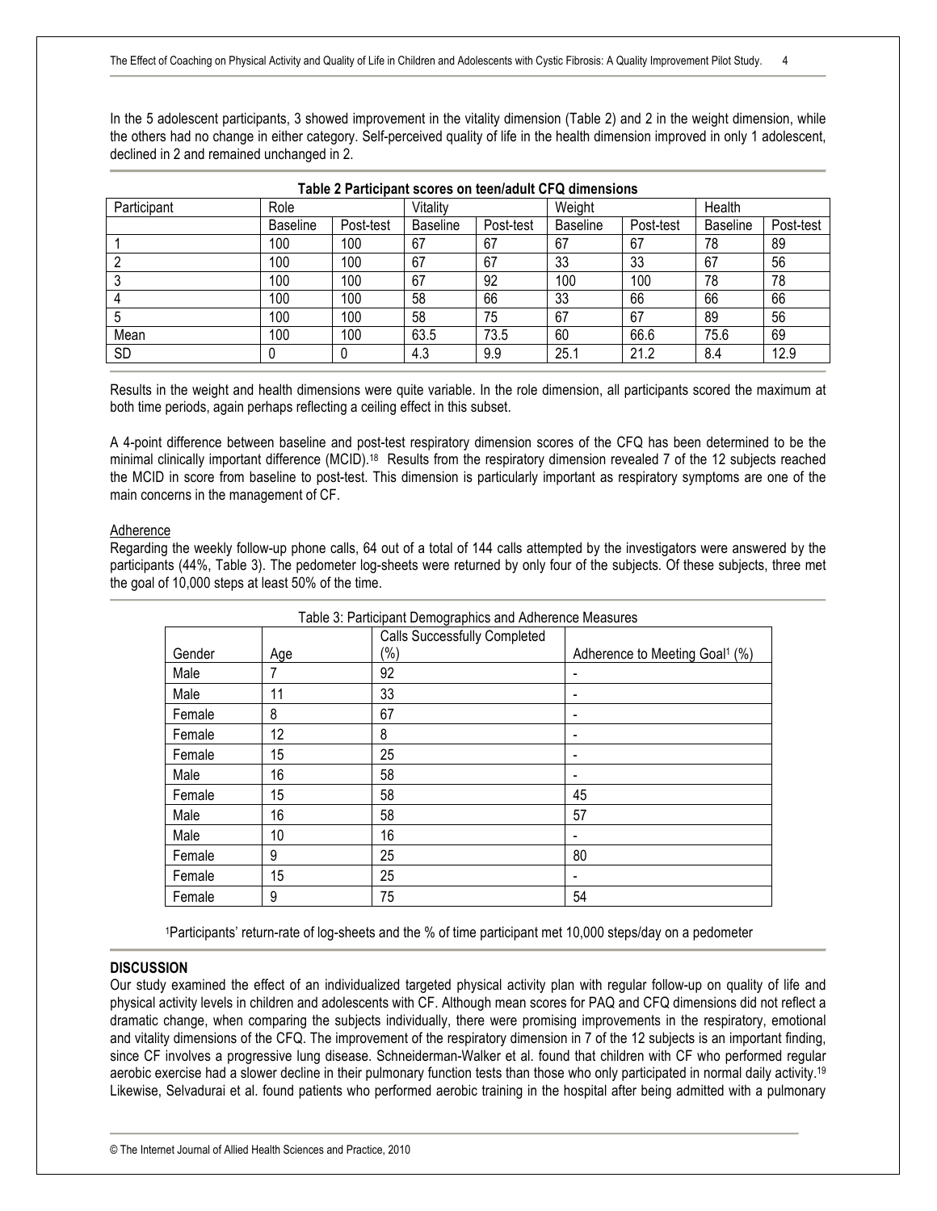In the 5 adolescent participants, 3 showed improvement in the vitality dimension (Table 2) and 2 in the weight dimension, while the others had no change in either category. Self-perceived quality of life in the health dimension improved in only 1 adolescent, declined in 2 and remained unchanged in 2.

**Table 2 Participant scores on teen/adult CFQ dimensions**

| Participant | Role | | Vitality | | Weight | | Health | |
|---|---|---|---|---|---|---|---|---|
| | Baseline | Post-test | Baseline | Post-test | Baseline | Post-test | Baseline | Post-test |
| 1 | 100 | 100 | 67 | 67 | 67 | 67 | 78 | 89 |
| 2 | 100 | 100 | 67 | 67 | 33 | 33 | 67 | 56 |
| 3 | 100 | 100 | 67 | 92 | 100 | 100 | 78 | 78 |
| 4 | 100 | 100 | 58 | 66 | 33 | 66 | 66 | 66 |
| 5 | 100 | 100 | 58 | 75 | 67 | 67 | 89 | 56 |
| Mean | 100 | 100 | 63.5 | 73.5 | 60 | 66.6 | 75.6 | 69 |
| SD | 0 | 0 | 4.3 | 9.9 | 25.1 | 21.2 | 8.4 | 12.9 |

Results in the weight and health dimensions were quite variable. In the role dimension, all participants scored the maximum at both time periods, again perhaps reflecting a ceiling effect in this subset.

A 4-point difference between baseline and post-test respiratory dimension scores of the CFQ has been determined to be the minimal clinically important difference (MCID).[18] Results from the respiratory dimension revealed 7 of the 12 subjects reached the MCID in score from baseline to post-test. This dimension is particularly important as respiratory symptoms are one of the main concerns in the management of CF.

Adherence

Regarding the weekly follow-up phone calls, 64 out of a total of 144 calls attempted by the investigators were answered by the participants (44%, Table 3). The pedometer log-sheets were returned by only four of the subjects. Of these subjects, three met the goal of 10,000 steps at least 50% of the time.

Table 3: Participant Demographics and Adherence Measures

| Gender | Age | Calls Successfully Completed (%) | Adherence to Meeting Goal[1] (%) |
|---|---|---|---|
| Male | 7 | 92 | - |
| Male | 11 | 33 | - |
| Female | 8 | 67 | - |
| Female | 12 | 8 | - |
| Female | 15 | 25 | - |
| Male | 16 | 58 | - |
| Female | 15 | 58 | 45 |
| Male | 16 | 58 | 57 |
| Male | 10 | 16 | - |
| Female | 9 | 25 | 80 |
| Female | 15 | 25 | - |
| Female | 9 | 75 | 54 |

[1]Participants' return-rate of log-sheets and the % of time participant met 10,000 steps/day on a pedometer

## DISCUSSION

Our study examined the effect of an individualized targeted physical activity plan with regular follow-up on quality of life and physical activity levels in children and adolescents with CF. Although mean scores for PAQ and CFQ dimensions did not reflect a dramatic change, when comparing the subjects individually, there were promising improvements in the respiratory, emotional and vitality dimensions of the CFQ. The improvement of the respiratory dimension in 7 of the 12 subjects is an important finding, since CF involves a progressive lung disease. Schneiderman-Walker et al. found that children with CF who performed regular aerobic exercise had a slower decline in their pulmonary function tests than those who only participated in normal daily activity.[19] Likewise, Selvadurai et al. found patients who performed aerobic training in the hospital after being admitted with a pulmonary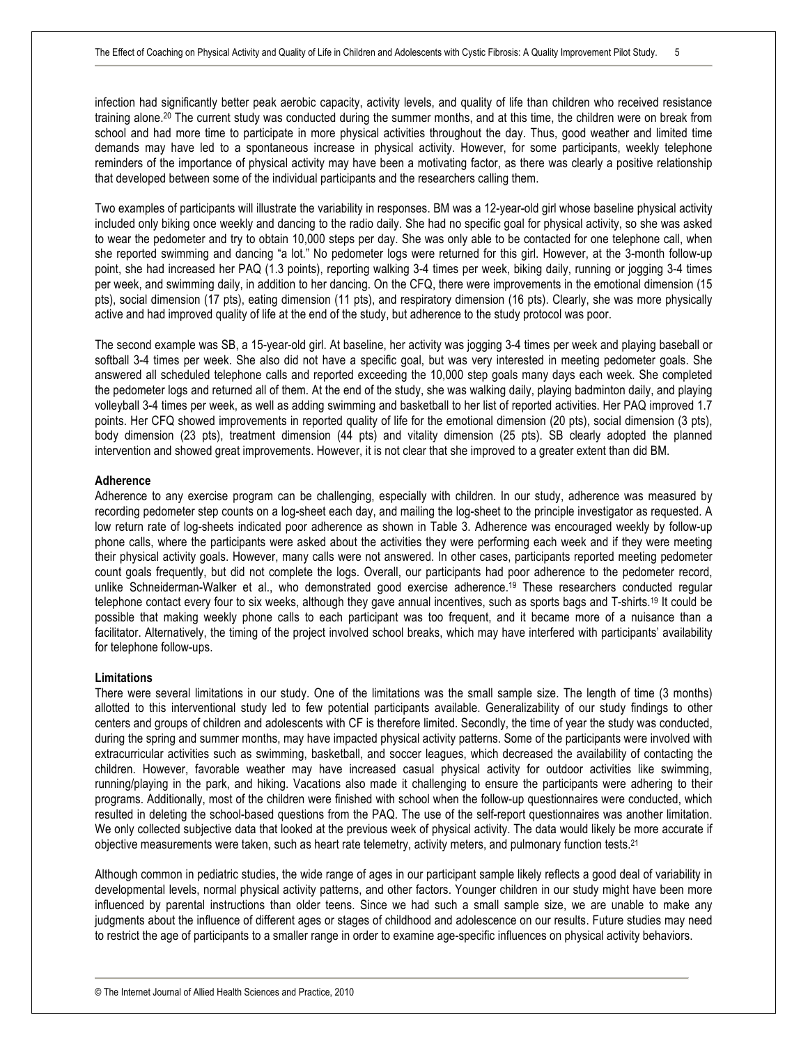infection had significantly better peak aerobic capacity, activity levels, and quality of life than children who received resistance training alone.[20] The current study was conducted during the summer months, and at this time, the children were on break from school and had more time to participate in more physical activities throughout the day. Thus, good weather and limited time demands may have led to a spontaneous increase in physical activity. However, for some participants, weekly telephone reminders of the importance of physical activity may have been a motivating factor, as there was clearly a positive relationship that developed between some of the individual participants and the researchers calling them.

Two examples of participants will illustrate the variability in responses. BM was a 12-year-old girl whose baseline physical activity included only biking once weekly and dancing to the radio daily. She had no specific goal for physical activity, so she was asked to wear the pedometer and try to obtain 10,000 steps per day. She was only able to be contacted for one telephone call, when she reported swimming and dancing "a lot." No pedometer logs were returned for this girl. However, at the 3-month follow-up point, she had increased her PAQ (1.3 points), reporting walking 3-4 times per week, biking daily, running or jogging 3-4 times per week, and swimming daily, in addition to her dancing. On the CFQ, there were improvements in the emotional dimension (15 pts), social dimension (17 pts), eating dimension (11 pts), and respiratory dimension (16 pts). Clearly, she was more physically active and had improved quality of life at the end of the study, but adherence to the study protocol was poor.

The second example was SB, a 15-year-old girl. At baseline, her activity was jogging 3-4 times per week and playing baseball or softball 3-4 times per week. She also did not have a specific goal, but was very interested in meeting pedometer goals. She answered all scheduled telephone calls and reported exceeding the 10,000 step goals many days each week. She completed the pedometer logs and returned all of them. At the end of the study, she was walking daily, playing badminton daily, and playing volleyball 3-4 times per week, as well as adding swimming and basketball to her list of reported activities. Her PAQ improved 1.7 points. Her CFQ showed improvements in reported quality of life for the emotional dimension (20 pts), social dimension (3 pts), body dimension (23 pts), treatment dimension (44 pts) and vitality dimension (25 pts). SB clearly adopted the planned intervention and showed great improvements. However, it is not clear that she improved to a greater extent than did BM.

**Adherence**

Adherence to any exercise program can be challenging, especially with children. In our study, adherence was measured by recording pedometer step counts on a log-sheet each day, and mailing the log-sheet to the principle investigator as requested. A low return rate of log-sheets indicated poor adherence as shown in Table 3. Adherence was encouraged weekly by follow-up phone calls, where the participants were asked about the activities they were performing each week and if they were meeting their physical activity goals. However, many calls were not answered. In other cases, participants reported meeting pedometer count goals frequently, but did not complete the logs. Overall, our participants had poor adherence to the pedometer record, unlike Schneiderman-Walker et al., who demonstrated good exercise adherence.[19] These researchers conducted regular telephone contact every four to six weeks, although they gave annual incentives, such as sports bags and T-shirts.[19] It could be possible that making weekly phone calls to each participant was too frequent, and it became more of a nuisance than a facilitator. Alternatively, the timing of the project involved school breaks, which may have interfered with participants' availability for telephone follow-ups.

**Limitations**

There were several limitations in our study. One of the limitations was the small sample size. The length of time (3 months) allotted to this interventional study led to few potential participants available. Generalizability of our study findings to other centers and groups of children and adolescents with CF is therefore limited. Secondly, the time of year the study was conducted, during the spring and summer months, may have impacted physical activity patterns. Some of the participants were involved with extracurricular activities such as swimming, basketball, and soccer leagues, which decreased the availability of contacting the children. However, favorable weather may have increased casual physical activity for outdoor activities like swimming, running/playing in the park, and hiking. Vacations also made it challenging to ensure the participants were adhering to their programs. Additionally, most of the children were finished with school when the follow-up questionnaires were conducted, which resulted in deleting the school-based questions from the PAQ. The use of the self-report questionnaires was another limitation. We only collected subjective data that looked at the previous week of physical activity. The data would likely be more accurate if objective measurements were taken, such as heart rate telemetry, activity meters, and pulmonary function tests.[21]

Although common in pediatric studies, the wide range of ages in our participant sample likely reflects a good deal of variability in developmental levels, normal physical activity patterns, and other factors. Younger children in our study might have been more influenced by parental instructions than older teens. Since we had such a small sample size, we are unable to make any judgments about the influence of different ages or stages of childhood and adolescence on our results. Future studies may need to restrict the age of participants to a smaller range in order to examine age-specific influences on physical activity behaviors.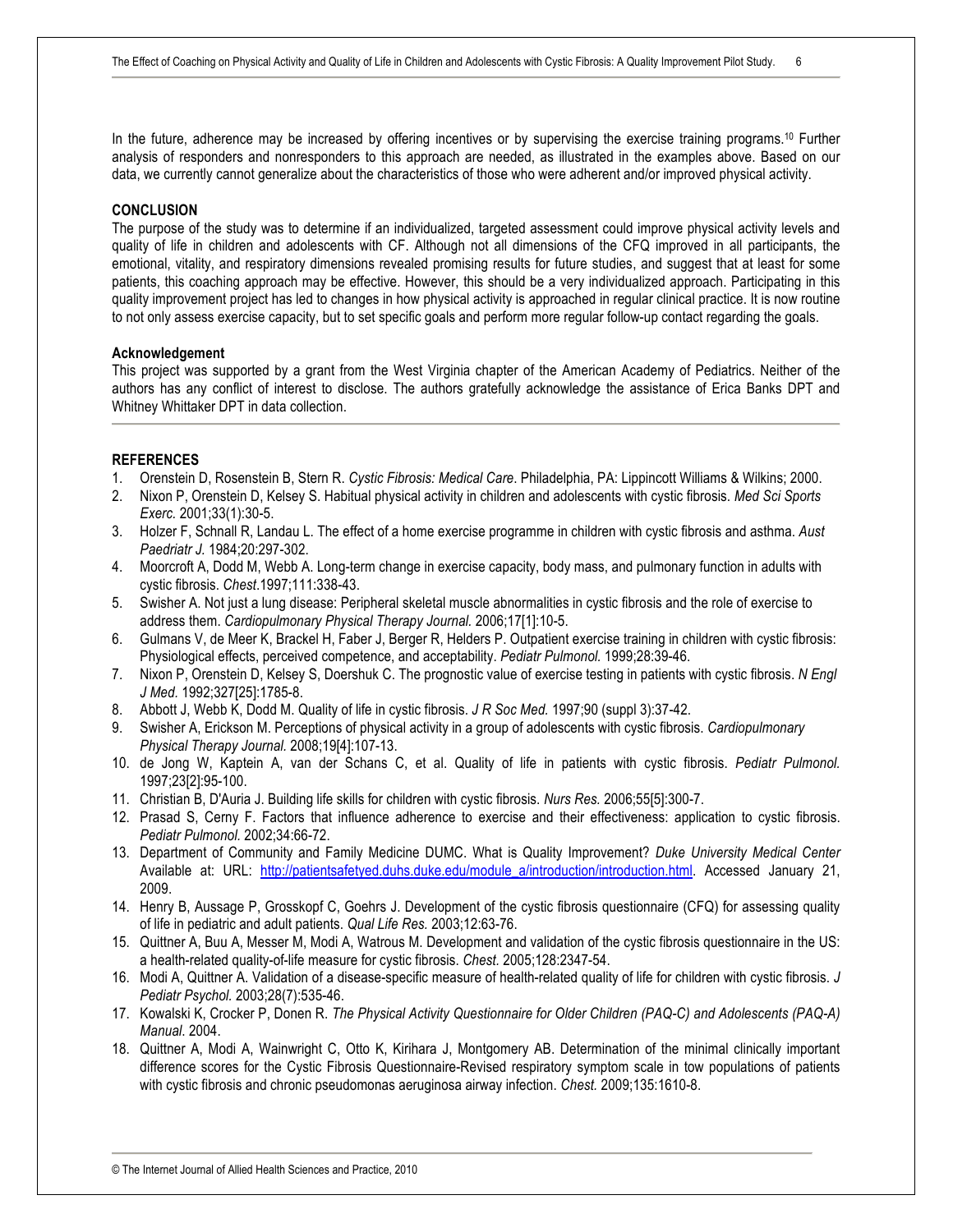In the future, adherence may be increased by offering incentives or by supervising the exercise training programs.[10] Further analysis of responders and nonresponders to this approach are needed, as illustrated in the examples above. Based on our data, we currently cannot generalize about the characteristics of those who were adherent and/or improved physical activity.

## CONCLUSION

The purpose of the study was to determine if an individualized, targeted assessment could improve physical activity levels and quality of life in children and adolescents with CF. Although not all dimensions of the CFQ improved in all participants, the emotional, vitality, and respiratory dimensions revealed promising results for future studies, and suggest that at least for some patients, this coaching approach may be effective. However, this should be a very individualized approach. Participating in this quality improvement project has led to changes in how physical activity is approached in regular clinical practice. It is now routine to not only assess exercise capacity, but to set specific goals and perform more regular follow-up contact regarding the goals.

### Acknowledgement

This project was supported by a grant from the West Virginia chapter of the American Academy of Pediatrics. Neither of the authors has any conflict of interest to disclose. The authors gratefully acknowledge the assistance of Erica Banks DPT and Whitney Whittaker DPT in data collection.

## REFERENCES

1. Orenstein D, Rosenstein B, Stern R. *Cystic Fibrosis: Medical Care*. Philadelphia, PA: Lippincott Williams & Wilkins; 2000.
2. Nixon P, Orenstein D, Kelsey S. Habitual physical activity in children and adolescents with cystic fibrosis. *Med Sci Sports Exerc.* 2001;33(1):30-5.
3. Holzer F, Schnall R, Landau L. The effect of a home exercise programme in children with cystic fibrosis and asthma. *Aust Paedriatr J.* 1984;20:297-302.
4. Moorcroft A, Dodd M, Webb A. Long-term change in exercise capacity, body mass, and pulmonary function in adults with cystic fibrosis. *Chest*.1997;111:338-43.
5. Swisher A. Not just a lung disease: Peripheral skeletal muscle abnormalities in cystic fibrosis and the role of exercise to address them. *Cardiopulmonary Physical Therapy Journal.* 2006;17[1]:10-5.
6. Gulmans V, de Meer K, Brackel H, Faber J, Berger R, Helders P. Outpatient exercise training in children with cystic fibrosis: Physiological effects, perceived competence, and acceptability. *Pediatr Pulmonol.* 1999;28:39-46.
7. Nixon P, Orenstein D, Kelsey S, Doershuk C. The prognostic value of exercise testing in patients with cystic fibrosis. *N Engl J Med.* 1992;327[25]:1785-8.
8. Abbott J, Webb K, Dodd M. Quality of life in cystic fibrosis. *J R Soc Med.* 1997;90 (suppl 3):37-42.
9. Swisher A, Erickson M. Perceptions of physical activity in a group of adolescents with cystic fibrosis. *Cardiopulmonary Physical Therapy Journal.* 2008;19[4]:107-13.
10. de Jong W, Kaptein A, van der Schans C, et al. Quality of life in patients with cystic fibrosis. *Pediatr Pulmonol.* 1997;23[2]:95-100.
11. Christian B, D'Auria J. Building life skills for children with cystic fibrosis. *Nurs Res.* 2006;55[5]:300-7.
12. Prasad S, Cerny F. Factors that influence adherence to exercise and their effectiveness: application to cystic fibrosis. *Pediatr Pulmonol.* 2002;34:66-72.
13. Department of Community and Family Medicine DUMC. What is Quality Improvement? *Duke University Medical Center* Available at: URL: http://patientsafetyed.duhs.duke.edu/module_a/introduction/introduction.html. Accessed January 21, 2009.
14. Henry B, Aussage P, Grosskopf C, Goehrs J. Development of the cystic fibrosis questionnaire (CFQ) for assessing quality of life in pediatric and adult patients. *Qual Life Res.* 2003;12:63-76.
15. Quittner A, Buu A, Messer M, Modi A, Watrous M. Development and validation of the cystic fibrosis questionnaire in the US: a health-related quality-of-life measure for cystic fibrosis. *Chest.* 2005;128:2347-54.
16. Modi A, Quittner A. Validation of a disease-specific measure of health-related quality of life for children with cystic fibrosis. *J Pediatr Psychol.* 2003;28(7):535-46.
17. Kowalski K, Crocker P, Donen R. *The Physical Activity Questionnaire for Older Children (PAQ-C) and Adolescents (PAQ-A) Manual.* 2004.
18. Quittner A, Modi A, Wainwright C, Otto K, Kirihara J, Montgomery AB. Determination of the minimal clinically important difference scores for the Cystic Fibrosis Questionnaire-Revised respiratory symptom scale in tow populations of patients with cystic fibrosis and chronic pseudomonas aeruginosa airway infection. *Chest.* 2009;135:1610-8.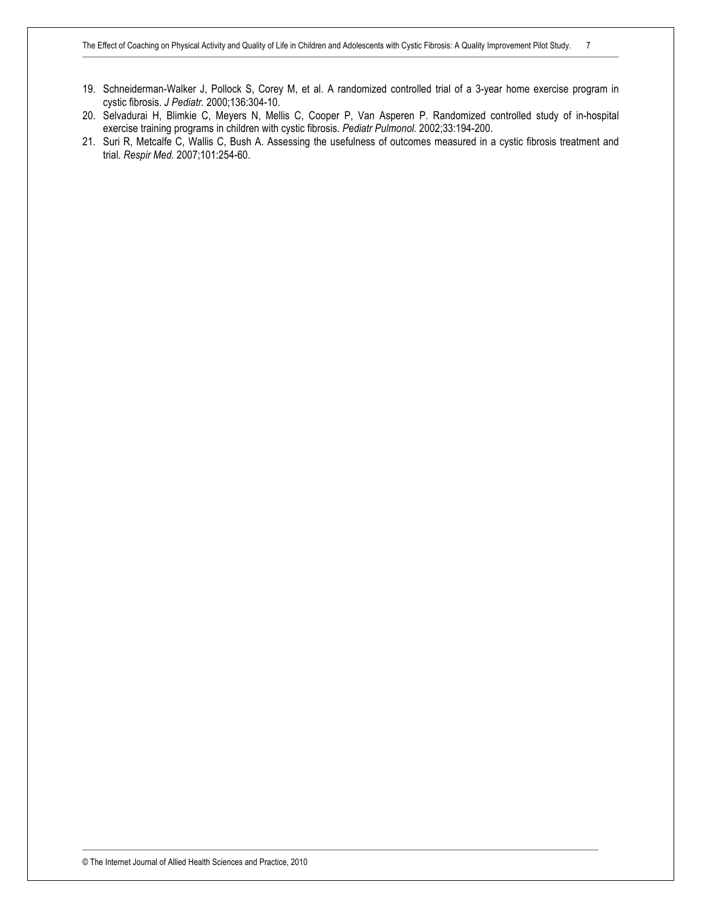19. Schneiderman-Walker J, Pollock S, Corey M, et al. A randomized controlled trial of a 3-year home exercise program in cystic fibrosis. *J Pediatr.* 2000;136:304-10.
20. Selvadurai H, Blimkie C, Meyers N, Mellis C, Cooper P, Van Asperen P. Randomized controlled study of in-hospital exercise training programs in children with cystic fibrosis. *Pediatr Pulmonol.* 2002;33:194-200.
21. Suri R, Metcalfe C, Wallis C, Bush A. Assessing the usefulness of outcomes measured in a cystic fibrosis treatment and trial. *Respir Med.* 2007;101:254-60.